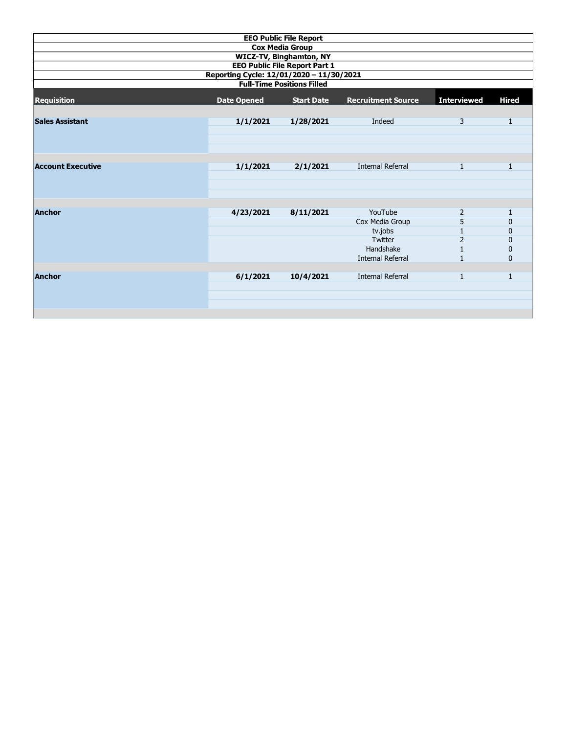**EEO Public File Report**

**Cox Media Group**

**WICZ-TV, Binghamton, NY**

**EEO Public File Report Part 1**

**Reporting Cycle: 12/01/2020 – 11/30/2021**

**Full-Time Positions Filled**

| Requisition | Date Opened | Start Date | Recruitment Source | Interviewed | Hired |
|---|---|---|---|---|---|
| **Sales Assistant** | **1/1/2021** | **1/28/2021** | Indeed | 3 | 1 |
| **Account Executive** | **1/1/2021** | **2/1/2021** | Internal Referral | 1 | 1 |
| **Anchor** | **4/23/2021** | **8/11/2021** | YouTube | 2 | 1 |
| | | | Cox Media Group | 5 | 0 |
| | | | tv.jobs | 1 | 0 |
| | | | Twitter | 2 | 0 |
| | | | Handshake | 1 | 0 |
| | | | Internal Referral | 1 | 0 |
| **Anchor** | **6/1/2021** | **10/4/2021** | Internal Referral | 1 | 1 |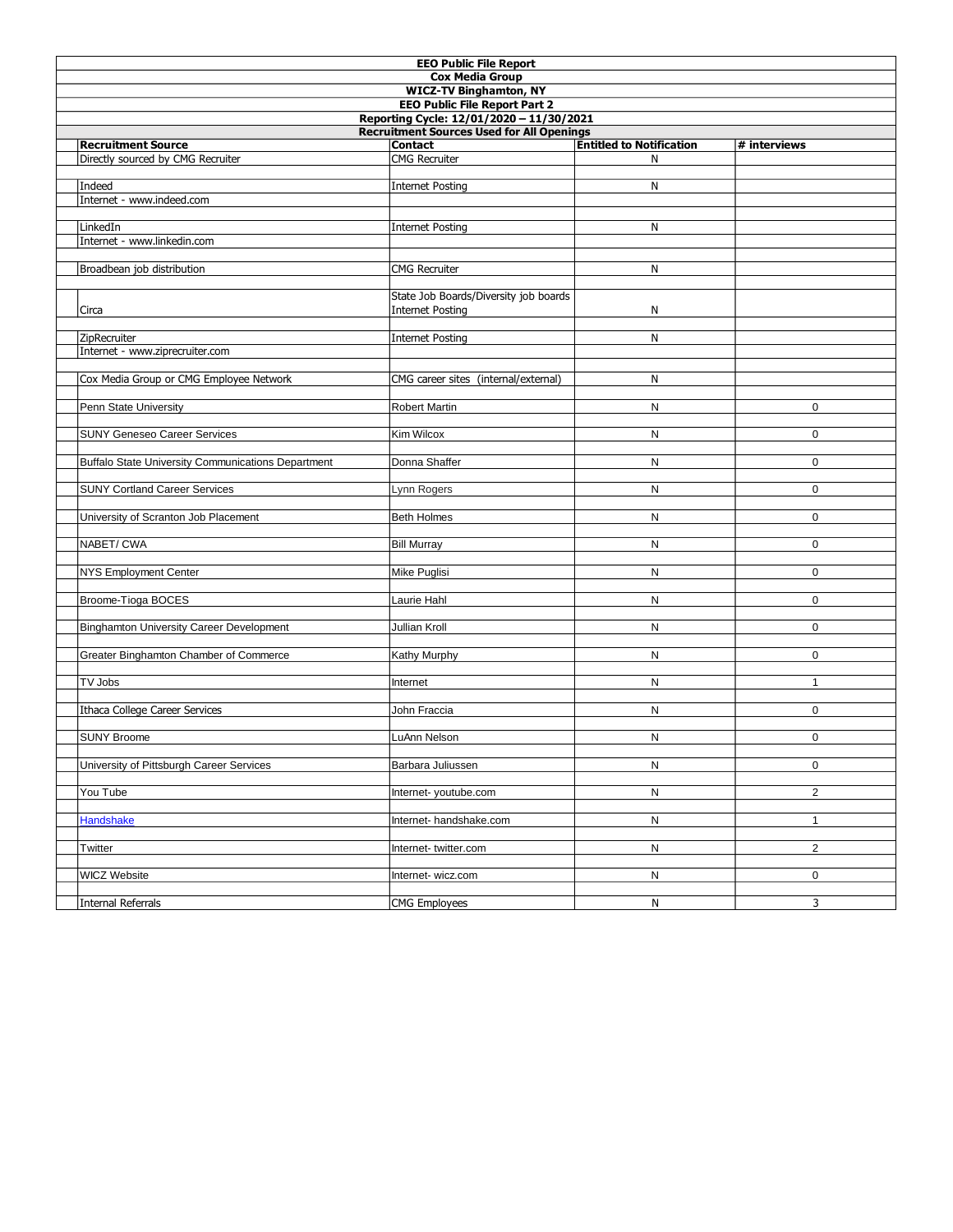**EEO Public File Report**

**Cox Media Group**

**WICZ-TV Binghamton, NY**

**EEO Public File Report Part 2**

**Reporting Cycle: 12/01/2020 – 11/30/2021**

**Recruitment Sources Used for All Openings**

| Recruitment Source | Contact | Entitled to Notification | # interviews |
|---|---|---|---|
| Directly sourced by CMG Recruiter | CMG Recruiter | N | |
| Indeed | Internet Posting | N | |
| Internet - www.indeed.com | | | |
| LinkedIn | Internet Posting | N | |
| Internet - www.linkedin.com | | | |
| Broadbean job distribution | CMG Recruiter | N | |
| Circa | State Job Boards/Diversity job boards Internet Posting | N | |
| ZipRecruiter | Internet Posting | N | |
| Internet - www.ziprecruiter.com | | | |
| Cox Media Group or CMG Employee Network | CMG career sites (internal/external) | N | |
| Penn State University | Robert Martin | N | 0 |
| SUNY Geneseo Career Services | Kim Wilcox | N | 0 |
| Buffalo State University Communications Department | Donna Shaffer | N | 0 |
| SUNY Cortland Career Services | Lynn Rogers | N | 0 |
| University of Scranton Job Placement | Beth Holmes | N | 0 |
| NABET/ CWA | Bill Murray | N | 0 |
| NYS Employment Center | Mike Puglisi | N | 0 |
| Broome-Tioga BOCES | Laurie Hahl | N | 0 |
| Binghamton University Career Development | Jullian Kroll | N | 0 |
| Greater Binghamton Chamber of Commerce | Kathy Murphy | N | 0 |
| TV Jobs | Internet | N | 1 |
| Ithaca College Career Services | John Fraccia | N | 0 |
| SUNY Broome | LuAnn Nelson | N | 0 |
| University of Pittsburgh Career Services | Barbara Juliussen | N | 0 |
| You Tube | Internet- youtube.com | N | 2 |
| Handshake | Internet- handshake.com | N | 1 |
| Twitter | Internet- twitter.com | N | 2 |
| WICZ Website | Internet- wicz.com | N | 0 |
| Internal Referrals | CMG Employees | N | 3 |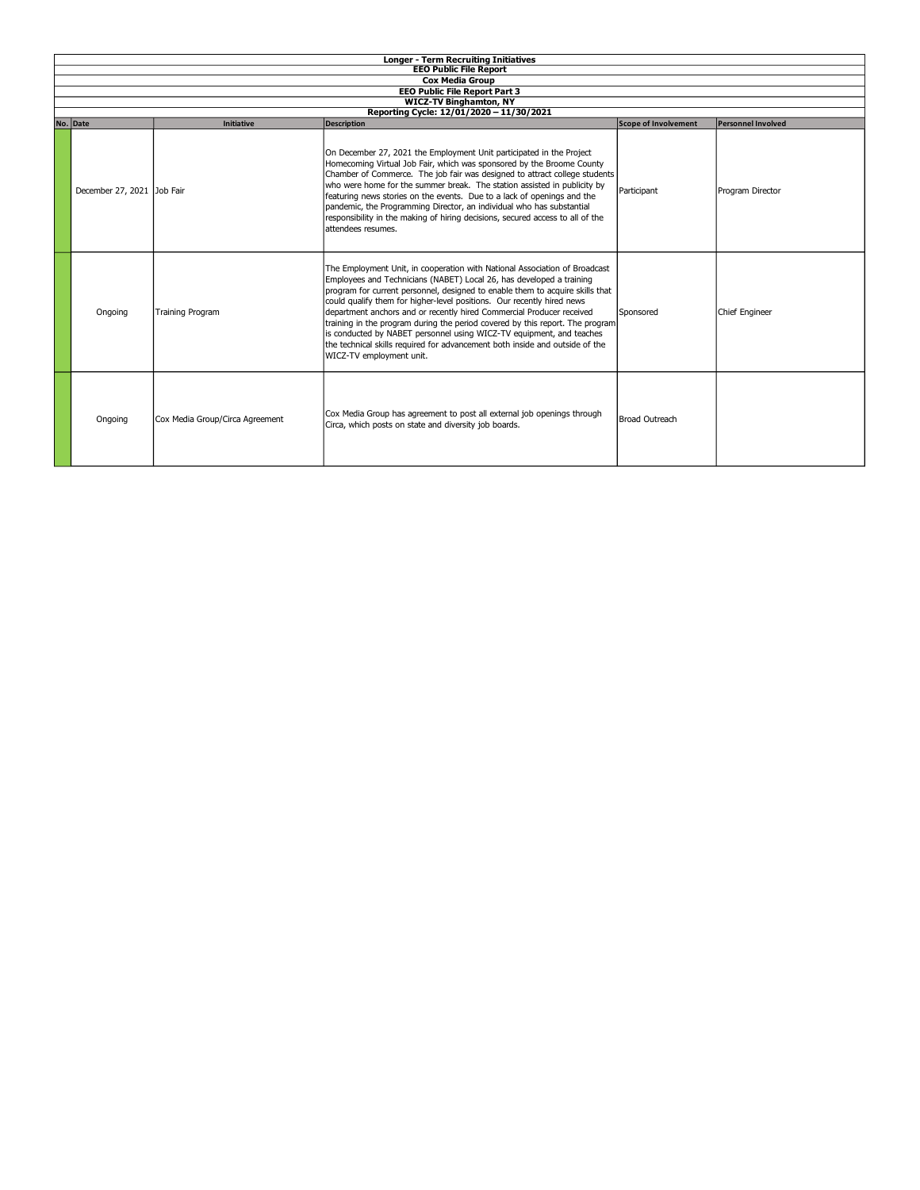**Longer - Term Recruiting Initiatives**
**EEO Public File Report**
**Cox Media Group**
**EEO Public File Report Part 3**
**WICZ-TV Binghamton, NY**
**Reporting Cycle: 12/01/2020 – 11/30/2021**

| No. | Date | Initiative | Description | Scope of Involvement | Personnel Involved |
|---|---|---|---|---|---|
| | December 27, 2021 | Job Fair | On December 27, 2021 the Employment Unit participated in the Project Homecoming Virtual Job Fair, which was sponsored by the Broome County Chamber of Commerce. The job fair was designed to attract college students who were home for the summer break. The station assisted in publicity by featuring news stories on the events. Due to a lack of openings and the pandemic, the Programming Director, an individual who has substantial responsibility in the making of hiring decisions, secured access to all of the attendees resumes. | Participant | Program Director |
| | Ongoing | Training Program | The Employment Unit, in cooperation with National Association of Broadcast Employees and Technicians (NABET) Local 26, has developed a training program for current personnel, designed to enable them to acquire skills that could qualify them for higher-level positions. Our recently hired news department anchors and or recently hired Commercial Producer received training in the program during the period covered by this report. The program is conducted by NABET personnel using WICZ-TV equipment, and teaches the technical skills required for advancement both inside and outside of the WICZ-TV employment unit. | Sponsored | Chief Engineer |
| | Ongoing | Cox Media Group/Circa Agreement | Cox Media Group has agreement to post all external job openings through Circa, which posts on state and diversity job boards. | Broad Outreach | |